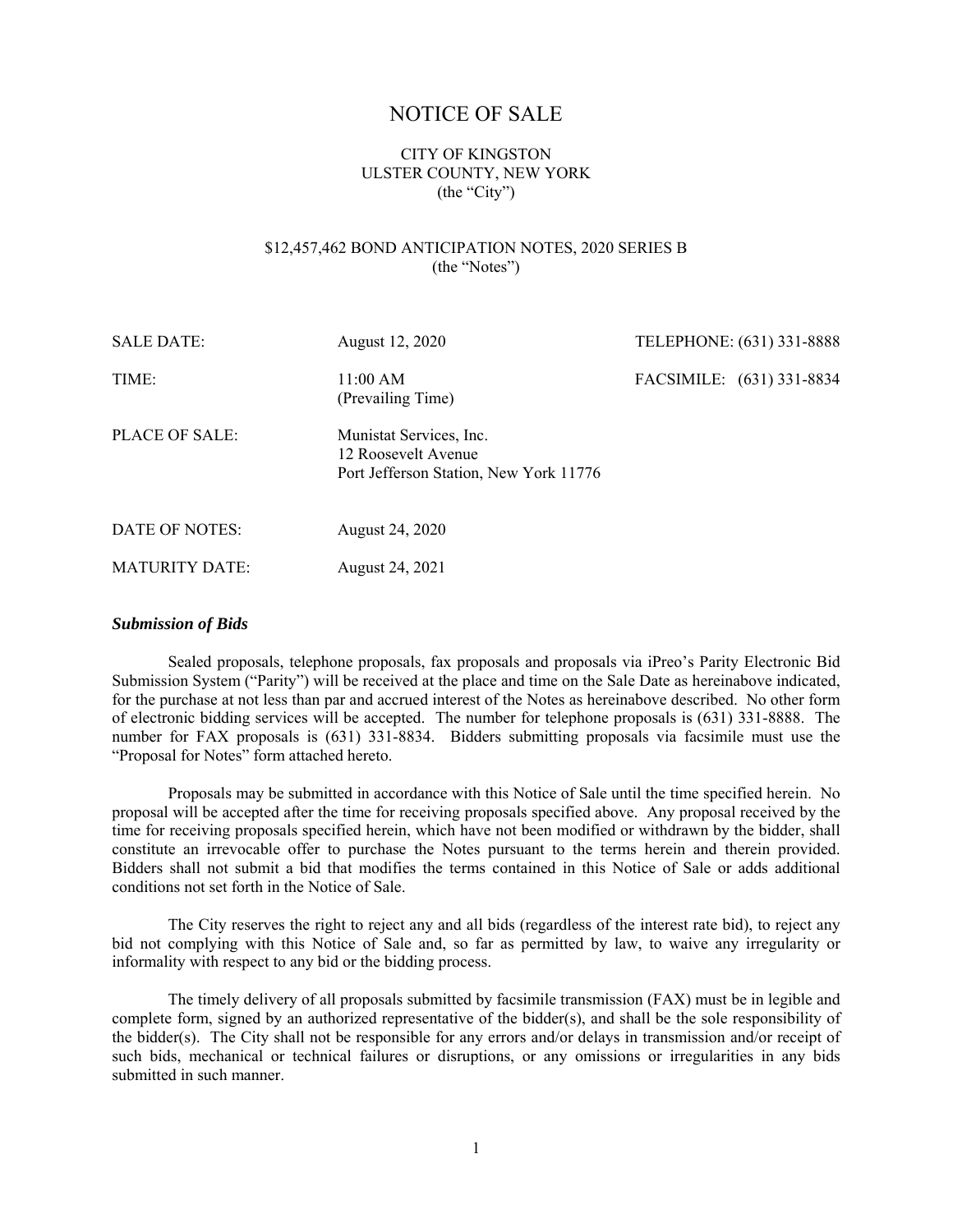# NOTICE OF SALE

CITY OF KINGSTON
ULSTER COUNTY, NEW YORK
(the "City")

$12,457,462 BOND ANTICIPATION NOTES, 2020 SERIES B
(the "Notes")

| | | |
|---|---|---|
| SALE DATE: | August 12, 2020 | TELEPHONE: (631) 331-8888 |
| TIME: | 11:00 AM (Prevailing Time) | FACSIMILE: (631) 331-8834 |
| PLACE OF SALE: | Munistat Services, Inc. 12 Roosevelt Avenue Port Jefferson Station, New York 11776 | |
| DATE OF NOTES: | August 24, 2020 | |
| MATURITY DATE: | August 24, 2021 | |

***Submission of Bids***

Sealed proposals, telephone proposals, fax proposals and proposals via iPreo's Parity Electronic Bid Submission System ("Parity") will be received at the place and time on the Sale Date as hereinabove indicated, for the purchase at not less than par and accrued interest of the Notes as hereinabove described. No other form of electronic bidding services will be accepted. The number for telephone proposals is (631) 331-8888. The number for FAX proposals is (631) 331-8834. Bidders submitting proposals via facsimile must use the "Proposal for Notes" form attached hereto.

Proposals may be submitted in accordance with this Notice of Sale until the time specified herein. No proposal will be accepted after the time for receiving proposals specified above. Any proposal received by the time for receiving proposals specified herein, which have not been modified or withdrawn by the bidder, shall constitute an irrevocable offer to purchase the Notes pursuant to the terms herein and therein provided. Bidders shall not submit a bid that modifies the terms contained in this Notice of Sale or adds additional conditions not set forth in the Notice of Sale.

The City reserves the right to reject any and all bids (regardless of the interest rate bid), to reject any bid not complying with this Notice of Sale and, so far as permitted by law, to waive any irregularity or informality with respect to any bid or the bidding process.

The timely delivery of all proposals submitted by facsimile transmission (FAX) must be in legible and complete form, signed by an authorized representative of the bidder(s), and shall be the sole responsibility of the bidder(s). The City shall not be responsible for any errors and/or delays in transmission and/or receipt of such bids, mechanical or technical failures or disruptions, or any omissions or irregularities in any bids submitted in such manner.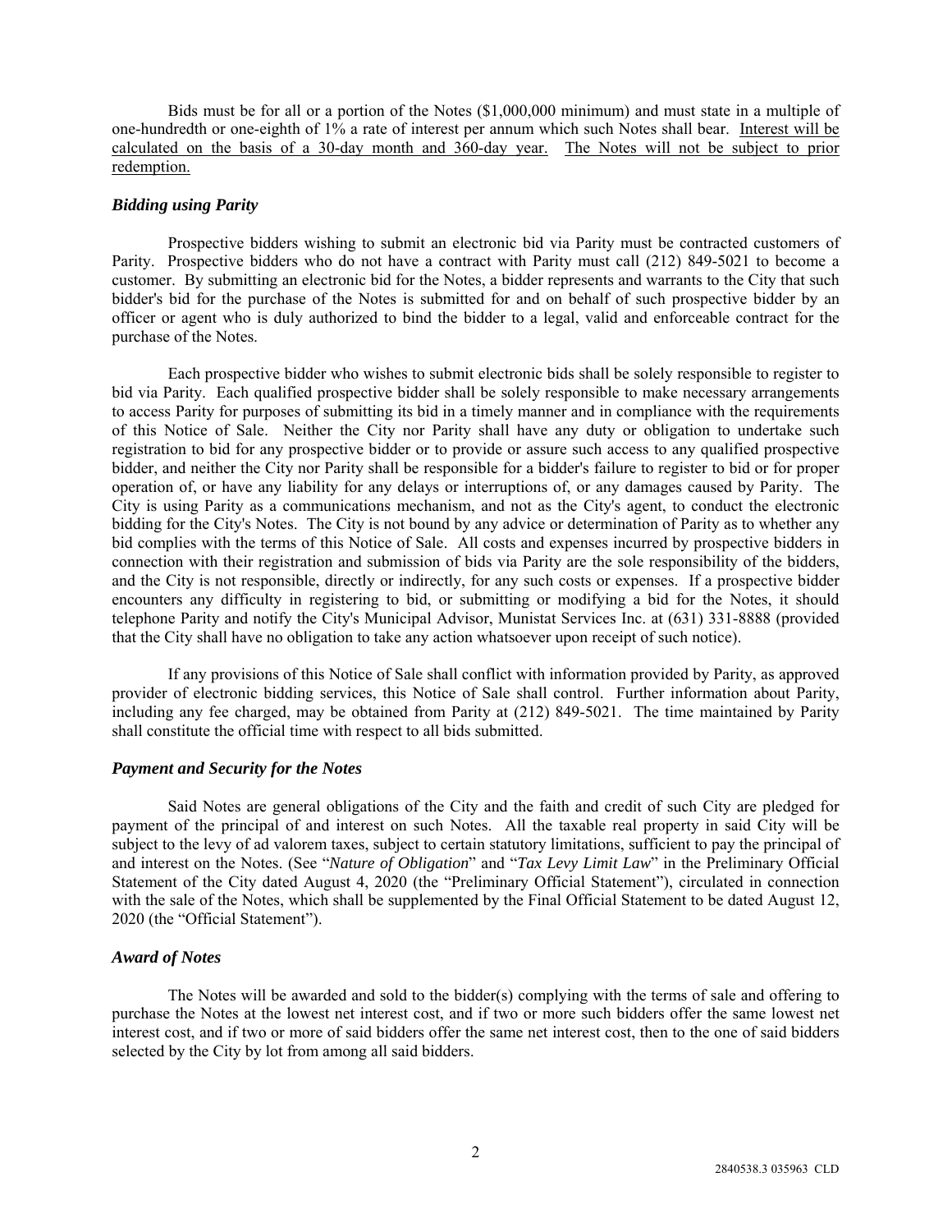Bids must be for all or a portion of the Notes ($1,000,000 minimum) and must state in a multiple of one-hundredth or one-eighth of 1% a rate of interest per annum which such Notes shall bear. Interest will be calculated on the basis of a 30-day month and 360-day year. The Notes will not be subject to prior redemption.

### *Bidding using Parity*

Prospective bidders wishing to submit an electronic bid via Parity must be contracted customers of Parity. Prospective bidders who do not have a contract with Parity must call (212) 849-5021 to become a customer. By submitting an electronic bid for the Notes, a bidder represents and warrants to the City that such bidder's bid for the purchase of the Notes is submitted for and on behalf of such prospective bidder by an officer or agent who is duly authorized to bind the bidder to a legal, valid and enforceable contract for the purchase of the Notes.

Each prospective bidder who wishes to submit electronic bids shall be solely responsible to register to bid via Parity. Each qualified prospective bidder shall be solely responsible to make necessary arrangements to access Parity for purposes of submitting its bid in a timely manner and in compliance with the requirements of this Notice of Sale. Neither the City nor Parity shall have any duty or obligation to undertake such registration to bid for any prospective bidder or to provide or assure such access to any qualified prospective bidder, and neither the City nor Parity shall be responsible for a bidder's failure to register to bid or for proper operation of, or have any liability for any delays or interruptions of, or any damages caused by Parity. The City is using Parity as a communications mechanism, and not as the City's agent, to conduct the electronic bidding for the City's Notes. The City is not bound by any advice or determination of Parity as to whether any bid complies with the terms of this Notice of Sale. All costs and expenses incurred by prospective bidders in connection with their registration and submission of bids via Parity are the sole responsibility of the bidders, and the City is not responsible, directly or indirectly, for any such costs or expenses. If a prospective bidder encounters any difficulty in registering to bid, or submitting or modifying a bid for the Notes, it should telephone Parity and notify the City's Municipal Advisor, Munistat Services Inc. at (631) 331-8888 (provided that the City shall have no obligation to take any action whatsoever upon receipt of such notice).

If any provisions of this Notice of Sale shall conflict with information provided by Parity, as approved provider of electronic bidding services, this Notice of Sale shall control. Further information about Parity, including any fee charged, may be obtained from Parity at (212) 849-5021. The time maintained by Parity shall constitute the official time with respect to all bids submitted.

### *Payment and Security for the Notes*

Said Notes are general obligations of the City and the faith and credit of such City are pledged for payment of the principal of and interest on such Notes. All the taxable real property in said City will be subject to the levy of ad valorem taxes, subject to certain statutory limitations, sufficient to pay the principal of and interest on the Notes. (See "*Nature of Obligation*" and "*Tax Levy Limit Law*" in the Preliminary Official Statement of the City dated August 4, 2020 (the "Preliminary Official Statement"), circulated in connection with the sale of the Notes, which shall be supplemented by the Final Official Statement to be dated August 12, 2020 (the "Official Statement").

### *Award of Notes*

The Notes will be awarded and sold to the bidder(s) complying with the terms of sale and offering to purchase the Notes at the lowest net interest cost, and if two or more such bidders offer the same lowest net interest cost, and if two or more of said bidders offer the same net interest cost, then to the one of said bidders selected by the City by lot from among all said bidders.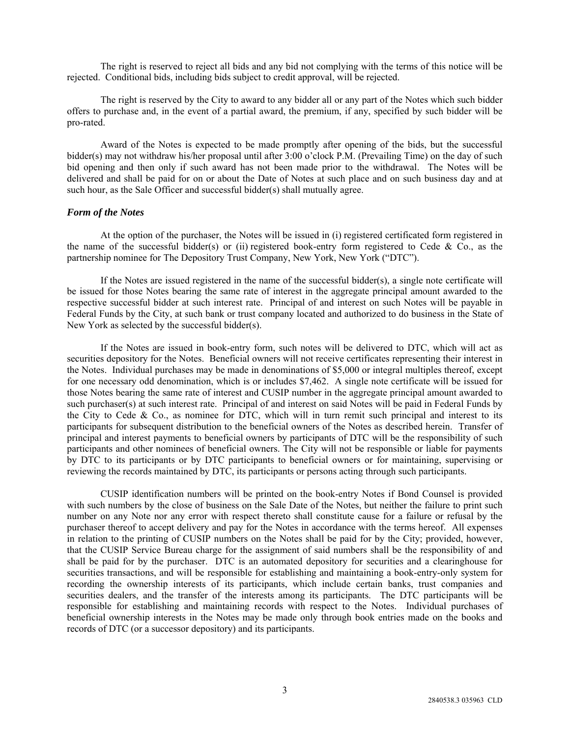The right is reserved to reject all bids and any bid not complying with the terms of this notice will be rejected. Conditional bids, including bids subject to credit approval, will be rejected.

The right is reserved by the City to award to any bidder all or any part of the Notes which such bidder offers to purchase and, in the event of a partial award, the premium, if any, specified by such bidder will be pro-rated.

Award of the Notes is expected to be made promptly after opening of the bids, but the successful bidder(s) may not withdraw his/her proposal until after 3:00 o'clock P.M. (Prevailing Time) on the day of such bid opening and then only if such award has not been made prior to the withdrawal. The Notes will be delivered and shall be paid for on or about the Date of Notes at such place and on such business day and at such hour, as the Sale Officer and successful bidder(s) shall mutually agree.

### *Form of the Notes*

At the option of the purchaser, the Notes will be issued in (i) registered certificated form registered in the name of the successful bidder(s) or (ii) registered book-entry form registered to Cede & Co., as the partnership nominee for The Depository Trust Company, New York, New York ("DTC").

If the Notes are issued registered in the name of the successful bidder(s), a single note certificate will be issued for those Notes bearing the same rate of interest in the aggregate principal amount awarded to the respective successful bidder at such interest rate. Principal of and interest on such Notes will be payable in Federal Funds by the City, at such bank or trust company located and authorized to do business in the State of New York as selected by the successful bidder(s).

If the Notes are issued in book-entry form, such notes will be delivered to DTC, which will act as securities depository for the Notes. Beneficial owners will not receive certificates representing their interest in the Notes. Individual purchases may be made in denominations of $5,000 or integral multiples thereof, except for one necessary odd denomination, which is or includes $7,462. A single note certificate will be issued for those Notes bearing the same rate of interest and CUSIP number in the aggregate principal amount awarded to such purchaser(s) at such interest rate. Principal of and interest on said Notes will be paid in Federal Funds by the City to Cede & Co., as nominee for DTC, which will in turn remit such principal and interest to its participants for subsequent distribution to the beneficial owners of the Notes as described herein. Transfer of principal and interest payments to beneficial owners by participants of DTC will be the responsibility of such participants and other nominees of beneficial owners. The City will not be responsible or liable for payments by DTC to its participants or by DTC participants to beneficial owners or for maintaining, supervising or reviewing the records maintained by DTC, its participants or persons acting through such participants.

CUSIP identification numbers will be printed on the book-entry Notes if Bond Counsel is provided with such numbers by the close of business on the Sale Date of the Notes, but neither the failure to print such number on any Note nor any error with respect thereto shall constitute cause for a failure or refusal by the purchaser thereof to accept delivery and pay for the Notes in accordance with the terms hereof. All expenses in relation to the printing of CUSIP numbers on the Notes shall be paid for by the City; provided, however, that the CUSIP Service Bureau charge for the assignment of said numbers shall be the responsibility of and shall be paid for by the purchaser. DTC is an automated depository for securities and a clearinghouse for securities transactions, and will be responsible for establishing and maintaining a book-entry-only system for recording the ownership interests of its participants, which include certain banks, trust companies and securities dealers, and the transfer of the interests among its participants. The DTC participants will be responsible for establishing and maintaining records with respect to the Notes. Individual purchases of beneficial ownership interests in the Notes may be made only through book entries made on the books and records of DTC (or a successor depository) and its participants.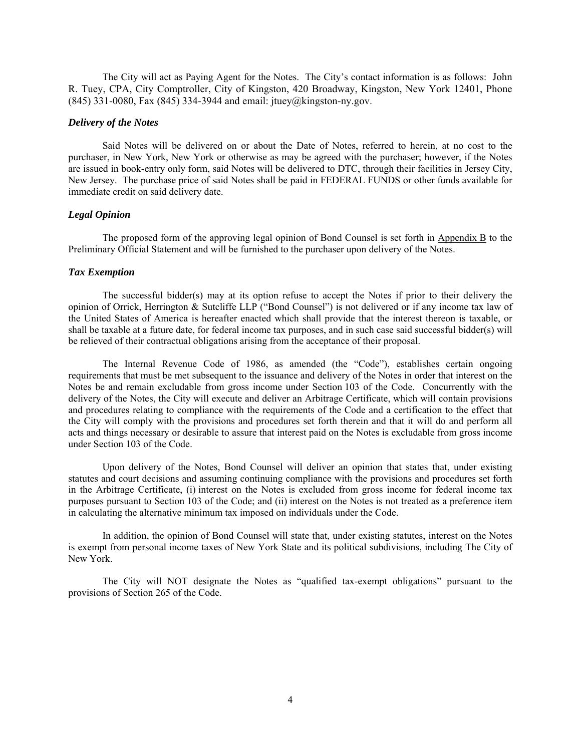The City will act as Paying Agent for the Notes. The City's contact information is as follows: John R. Tuey, CPA, City Comptroller, City of Kingston, 420 Broadway, Kingston, New York 12401, Phone (845) 331-0080, Fax (845) 334-3944 and email: jtuey@kingston-ny.gov.

### *Delivery of the Notes*

Said Notes will be delivered on or about the Date of Notes, referred to herein, at no cost to the purchaser, in New York, New York or otherwise as may be agreed with the purchaser; however, if the Notes are issued in book-entry only form, said Notes will be delivered to DTC, through their facilities in Jersey City, New Jersey. The purchase price of said Notes shall be paid in FEDERAL FUNDS or other funds available for immediate credit on said delivery date.

### *Legal Opinion*

The proposed form of the approving legal opinion of Bond Counsel is set forth in Appendix B to the Preliminary Official Statement and will be furnished to the purchaser upon delivery of the Notes.

### *Tax Exemption*

The successful bidder(s) may at its option refuse to accept the Notes if prior to their delivery the opinion of Orrick, Herrington & Sutcliffe LLP ("Bond Counsel") is not delivered or if any income tax law of the United States of America is hereafter enacted which shall provide that the interest thereon is taxable, or shall be taxable at a future date, for federal income tax purposes, and in such case said successful bidder(s) will be relieved of their contractual obligations arising from the acceptance of their proposal.

The Internal Revenue Code of 1986, as amended (the "Code"), establishes certain ongoing requirements that must be met subsequent to the issuance and delivery of the Notes in order that interest on the Notes be and remain excludable from gross income under Section 103 of the Code. Concurrently with the delivery of the Notes, the City will execute and deliver an Arbitrage Certificate, which will contain provisions and procedures relating to compliance with the requirements of the Code and a certification to the effect that the City will comply with the provisions and procedures set forth therein and that it will do and perform all acts and things necessary or desirable to assure that interest paid on the Notes is excludable from gross income under Section 103 of the Code.

Upon delivery of the Notes, Bond Counsel will deliver an opinion that states that, under existing statutes and court decisions and assuming continuing compliance with the provisions and procedures set forth in the Arbitrage Certificate, (i) interest on the Notes is excluded from gross income for federal income tax purposes pursuant to Section 103 of the Code; and (ii) interest on the Notes is not treated as a preference item in calculating the alternative minimum tax imposed on individuals under the Code.

In addition, the opinion of Bond Counsel will state that, under existing statutes, interest on the Notes is exempt from personal income taxes of New York State and its political subdivisions, including The City of New York.

The City will NOT designate the Notes as "qualified tax-exempt obligations" pursuant to the provisions of Section 265 of the Code.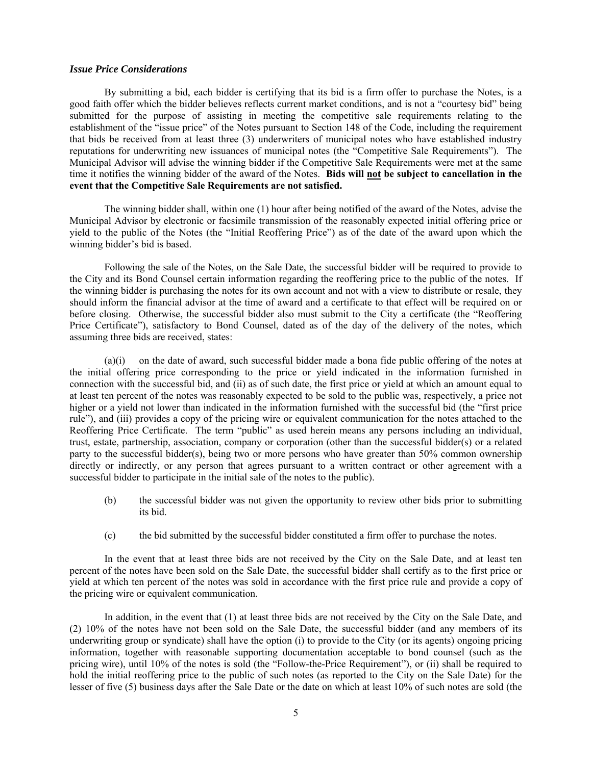### *Issue Price Considerations*

By submitting a bid, each bidder is certifying that its bid is a firm offer to purchase the Notes, is a good faith offer which the bidder believes reflects current market conditions, and is not a "courtesy bid" being submitted for the purpose of assisting in meeting the competitive sale requirements relating to the establishment of the "issue price" of the Notes pursuant to Section 148 of the Code, including the requirement that bids be received from at least three (3) underwriters of municipal notes who have established industry reputations for underwriting new issuances of municipal notes (the "Competitive Sale Requirements"). The Municipal Advisor will advise the winning bidder if the Competitive Sale Requirements were met at the same time it notifies the winning bidder of the award of the Notes. **Bids will <u>not</u> be subject to cancellation in the event that the Competitive Sale Requirements are not satisfied.**

The winning bidder shall, within one (1) hour after being notified of the award of the Notes, advise the Municipal Advisor by electronic or facsimile transmission of the reasonably expected initial offering price or yield to the public of the Notes (the "Initial Reoffering Price") as of the date of the award upon which the winning bidder's bid is based.

Following the sale of the Notes, on the Sale Date, the successful bidder will be required to provide to the City and its Bond Counsel certain information regarding the reoffering price to the public of the notes. If the winning bidder is purchasing the notes for its own account and not with a view to distribute or resale, they should inform the financial advisor at the time of award and a certificate to that effect will be required on or before closing. Otherwise, the successful bidder also must submit to the City a certificate (the "Reoffering Price Certificate"), satisfactory to Bond Counsel, dated as of the day of the delivery of the notes, which assuming three bids are received, states:

(a)(i) on the date of award, such successful bidder made a bona fide public offering of the notes at the initial offering price corresponding to the price or yield indicated in the information furnished in connection with the successful bid, and (ii) as of such date, the first price or yield at which an amount equal to at least ten percent of the notes was reasonably expected to be sold to the public was, respectively, a price not higher or a yield not lower than indicated in the information furnished with the successful bid (the "first price rule"), and (iii) provides a copy of the pricing wire or equivalent communication for the notes attached to the Reoffering Price Certificate. The term "public" as used herein means any persons including an individual, trust, estate, partnership, association, company or corporation (other than the successful bidder(s) or a related party to the successful bidder(s), being two or more persons who have greater than 50% common ownership directly or indirectly, or any person that agrees pursuant to a written contract or other agreement with a successful bidder to participate in the initial sale of the notes to the public).

(b) the successful bidder was not given the opportunity to review other bids prior to submitting its bid.

(c) the bid submitted by the successful bidder constituted a firm offer to purchase the notes.

In the event that at least three bids are not received by the City on the Sale Date, and at least ten percent of the notes have been sold on the Sale Date, the successful bidder shall certify as to the first price or yield at which ten percent of the notes was sold in accordance with the first price rule and provide a copy of the pricing wire or equivalent communication.

In addition, in the event that (1) at least three bids are not received by the City on the Sale Date, and (2) 10% of the notes have not been sold on the Sale Date, the successful bidder (and any members of its underwriting group or syndicate) shall have the option (i) to provide to the City (or its agents) ongoing pricing information, together with reasonable supporting documentation acceptable to bond counsel (such as the pricing wire), until 10% of the notes is sold (the "Follow-the-Price Requirement"), or (ii) shall be required to hold the initial reoffering price to the public of such notes (as reported to the City on the Sale Date) for the lesser of five (5) business days after the Sale Date or the date on which at least 10% of such notes are sold (the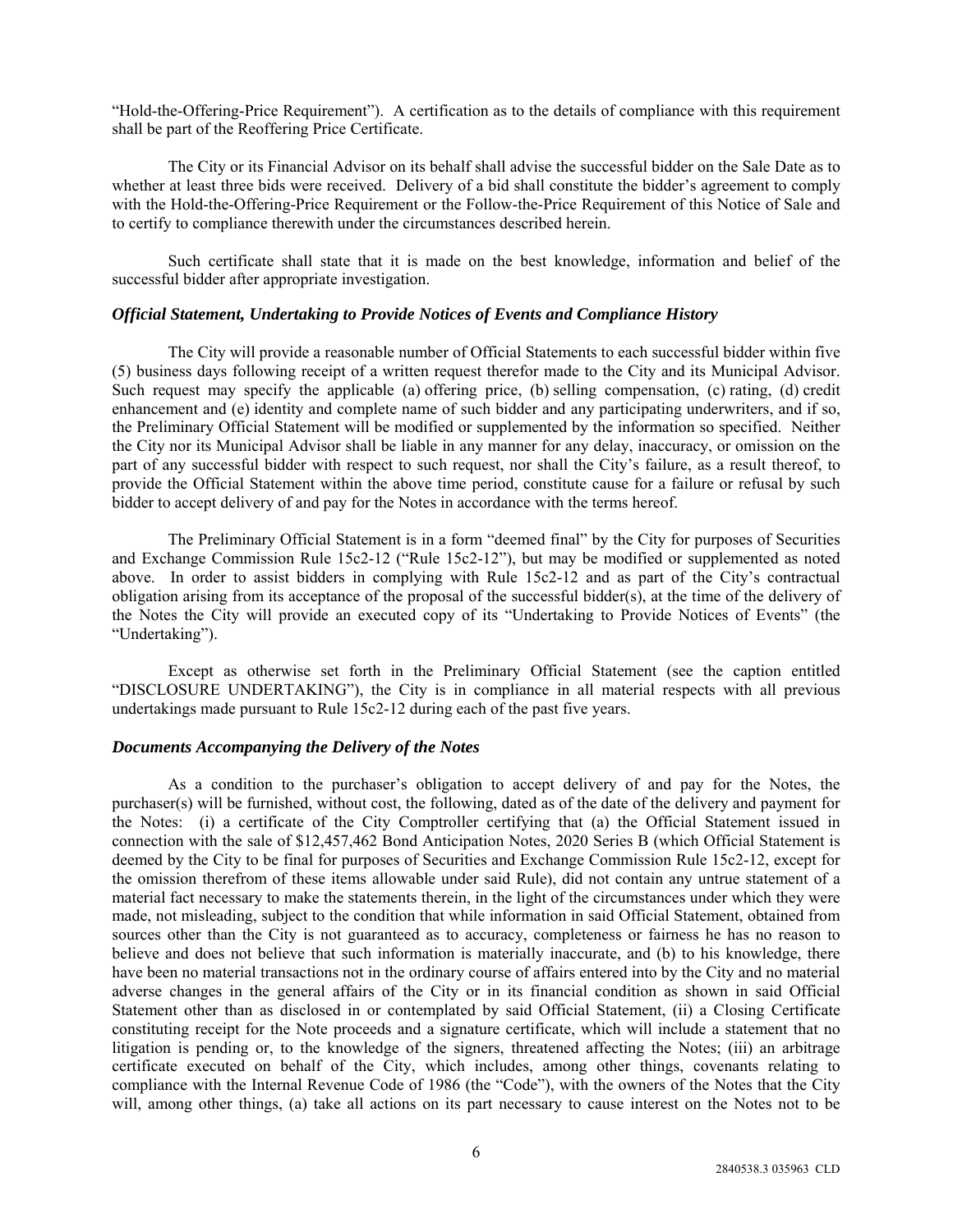"Hold-the-Offering-Price Requirement"). A certification as to the details of compliance with this requirement shall be part of the Reoffering Price Certificate.

The City or its Financial Advisor on its behalf shall advise the successful bidder on the Sale Date as to whether at least three bids were received. Delivery of a bid shall constitute the bidder's agreement to comply with the Hold-the-Offering-Price Requirement or the Follow-the-Price Requirement of this Notice of Sale and to certify to compliance therewith under the circumstances described herein.

Such certificate shall state that it is made on the best knowledge, information and belief of the successful bidder after appropriate investigation.

### *Official Statement, Undertaking to Provide Notices of Events and Compliance History*

The City will provide a reasonable number of Official Statements to each successful bidder within five (5) business days following receipt of a written request therefor made to the City and its Municipal Advisor. Such request may specify the applicable (a) offering price, (b) selling compensation, (c) rating, (d) credit enhancement and (e) identity and complete name of such bidder and any participating underwriters, and if so, the Preliminary Official Statement will be modified or supplemented by the information so specified. Neither the City nor its Municipal Advisor shall be liable in any manner for any delay, inaccuracy, or omission on the part of any successful bidder with respect to such request, nor shall the City's failure, as a result thereof, to provide the Official Statement within the above time period, constitute cause for a failure or refusal by such bidder to accept delivery of and pay for the Notes in accordance with the terms hereof.

The Preliminary Official Statement is in a form "deemed final" by the City for purposes of Securities and Exchange Commission Rule 15c2-12 ("Rule 15c2-12"), but may be modified or supplemented as noted above. In order to assist bidders in complying with Rule 15c2-12 and as part of the City's contractual obligation arising from its acceptance of the proposal of the successful bidder(s), at the time of the delivery of the Notes the City will provide an executed copy of its "Undertaking to Provide Notices of Events" (the "Undertaking").

Except as otherwise set forth in the Preliminary Official Statement (see the caption entitled "DISCLOSURE UNDERTAKING"), the City is in compliance in all material respects with all previous undertakings made pursuant to Rule 15c2-12 during each of the past five years.

### *Documents Accompanying the Delivery of the Notes*

As a condition to the purchaser's obligation to accept delivery of and pay for the Notes, the purchaser(s) will be furnished, without cost, the following, dated as of the date of the delivery and payment for the Notes: (i) a certificate of the City Comptroller certifying that (a) the Official Statement issued in connection with the sale of $12,457,462 Bond Anticipation Notes, 2020 Series B (which Official Statement is deemed by the City to be final for purposes of Securities and Exchange Commission Rule 15c2-12, except for the omission therefrom of these items allowable under said Rule), did not contain any untrue statement of a material fact necessary to make the statements therein, in the light of the circumstances under which they were made, not misleading, subject to the condition that while information in said Official Statement, obtained from sources other than the City is not guaranteed as to accuracy, completeness or fairness he has no reason to believe and does not believe that such information is materially inaccurate, and (b) to his knowledge, there have been no material transactions not in the ordinary course of affairs entered into by the City and no material adverse changes in the general affairs of the City or in its financial condition as shown in said Official Statement other than as disclosed in or contemplated by said Official Statement, (ii) a Closing Certificate constituting receipt for the Note proceeds and a signature certificate, which will include a statement that no litigation is pending or, to the knowledge of the signers, threatened affecting the Notes; (iii) an arbitrage certificate executed on behalf of the City, which includes, among other things, covenants relating to compliance with the Internal Revenue Code of 1986 (the "Code"), with the owners of the Notes that the City will, among other things, (a) take all actions on its part necessary to cause interest on the Notes not to be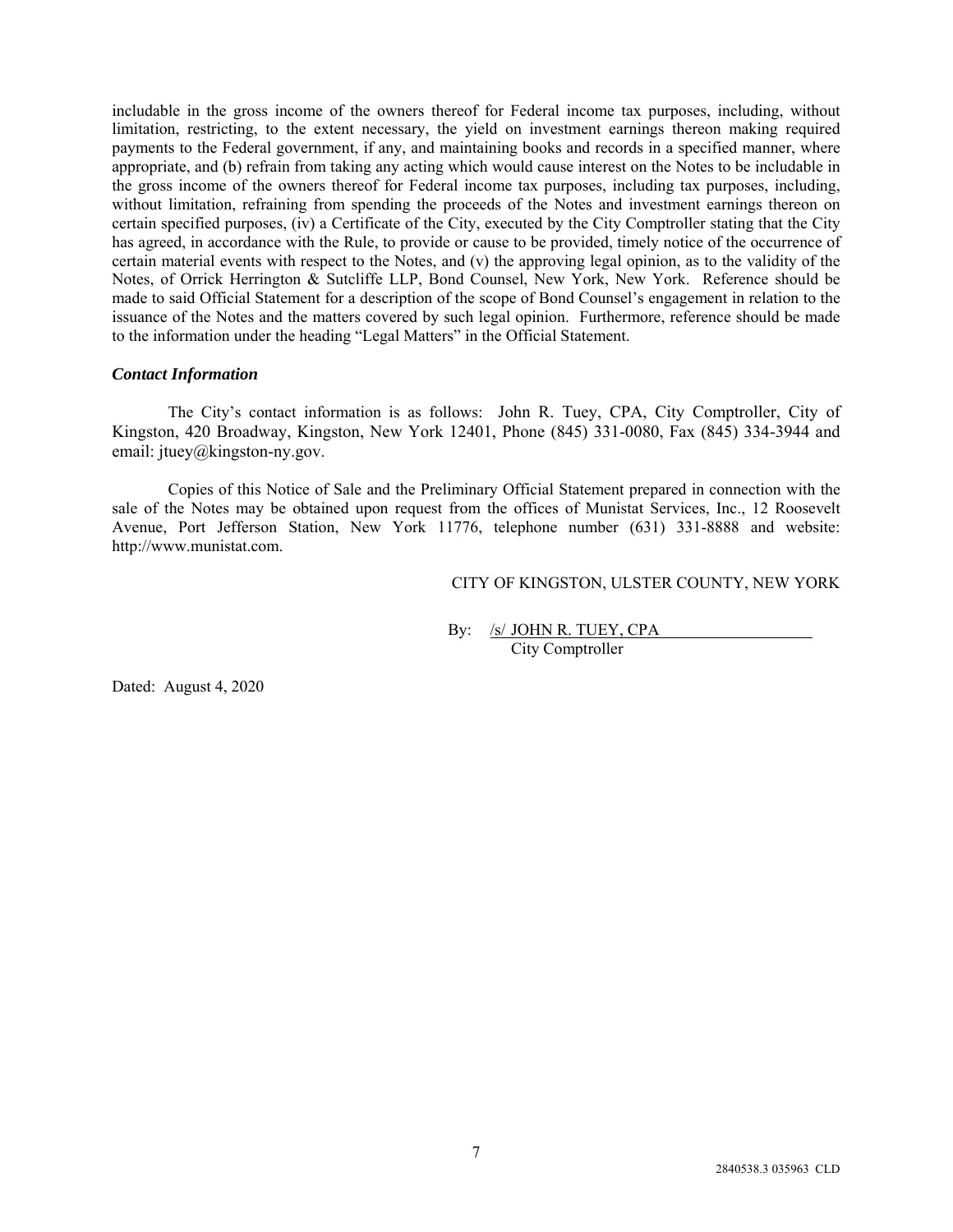includable in the gross income of the owners thereof for Federal income tax purposes, including, without limitation, restricting, to the extent necessary, the yield on investment earnings thereon making required payments to the Federal government, if any, and maintaining books and records in a specified manner, where appropriate, and (b) refrain from taking any acting which would cause interest on the Notes to be includable in the gross income of the owners thereof for Federal income tax purposes, including tax purposes, including, without limitation, refraining from spending the proceeds of the Notes and investment earnings thereon on certain specified purposes, (iv) a Certificate of the City, executed by the City Comptroller stating that the City has agreed, in accordance with the Rule, to provide or cause to be provided, timely notice of the occurrence of certain material events with respect to the Notes, and (v) the approving legal opinion, as to the validity of the Notes, of Orrick Herrington & Sutcliffe LLP, Bond Counsel, New York, New York. Reference should be made to said Official Statement for a description of the scope of Bond Counsel's engagement in relation to the issuance of the Notes and the matters covered by such legal opinion. Furthermore, reference should be made to the information under the heading "Legal Matters" in the Official Statement.

***Contact Information***

The City's contact information is as follows: John R. Tuey, CPA, City Comptroller, City of Kingston, 420 Broadway, Kingston, New York 12401, Phone (845) 331-0080, Fax (845) 334-3944 and email: jtuey@kingston-ny.gov.

Copies of this Notice of Sale and the Preliminary Official Statement prepared in connection with the sale of the Notes may be obtained upon request from the offices of Munistat Services, Inc., 12 Roosevelt Avenue, Port Jefferson Station, New York 11776, telephone number (631) 331-8888 and website: http://www.munistat.com.

CITY OF KINGSTON, ULSTER COUNTY, NEW YORK

By: /s/ JOHN R. TUEY, CPA
City Comptroller

Dated: August 4, 2020

2840538.3 035963 CLD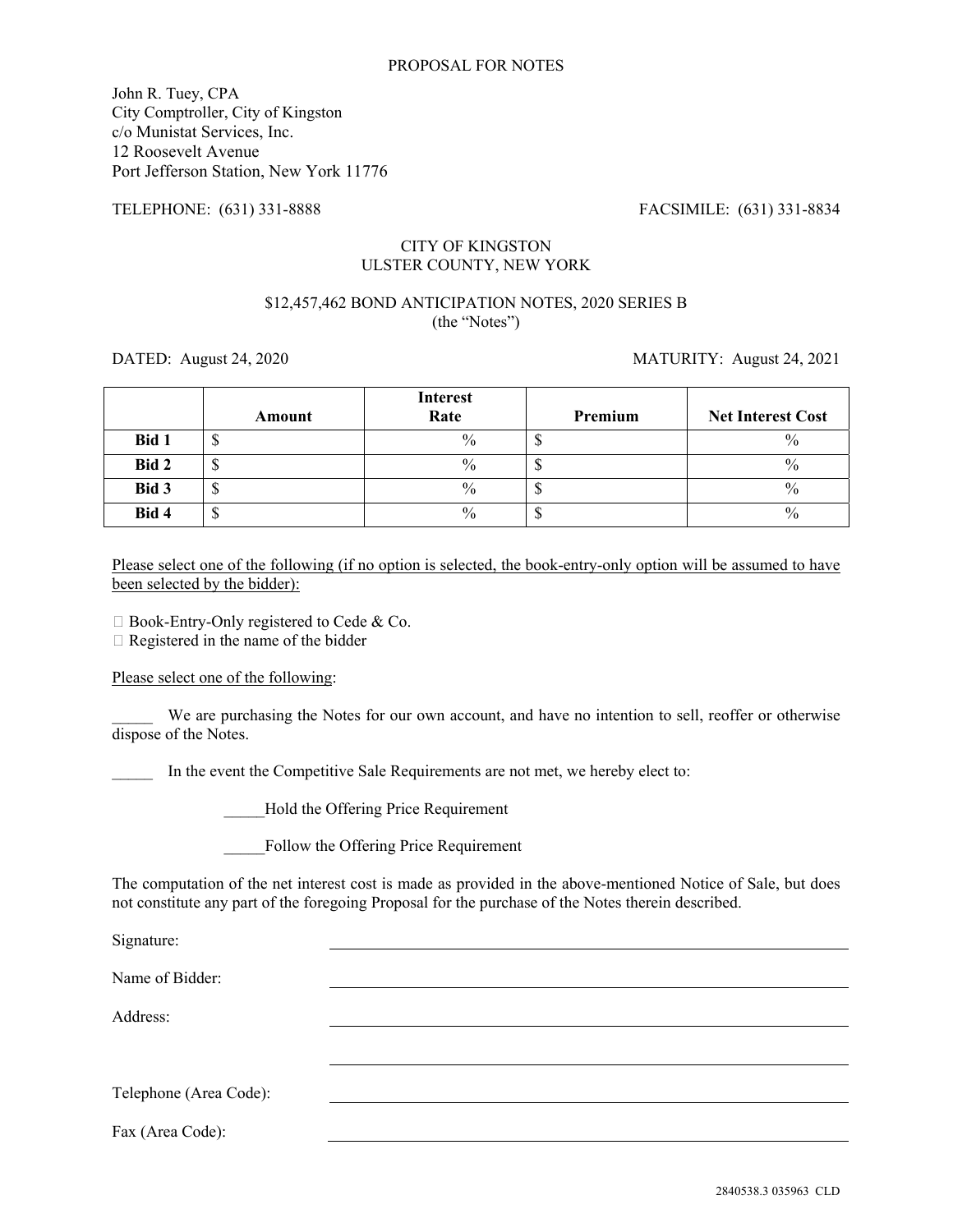PROPOSAL FOR NOTES

John R. Tuey, CPA
City Comptroller, City of Kingston
c/o Munistat Services, Inc.
12 Roosevelt Avenue
Port Jefferson Station, New York 11776

TELEPHONE: (631) 331-8888 FACSIMILE: (631) 331-8834

CITY OF KINGSTON
ULSTER COUNTY, NEW YORK

$12,457,462 BOND ANTICIPATION NOTES, 2020 SERIES B
(the "Notes")

DATED: August 24, 2020 MATURITY: August 24, 2021

| | Amount | Interest Rate | Premium | Net Interest Cost |
|---|---|---|---|---|
| **Bid 1** | $ | % | $ | % |
| **Bid 2** | $ | % | $ | % |
| **Bid 3** | $ | % | $ | % |
| **Bid 4** | $ | % | $ | % |

Please select one of the following (if no option is selected, the book-entry-only option will be assumed to have been selected by the bidder):

☐ Book-Entry-Only registered to Cede & Co.
☐ Registered in the name of the bidder

Please select one of the following:

_____ We are purchasing the Notes for our own account, and have no intention to sell, reoffer or otherwise dispose of the Notes.

_____ In the event the Competitive Sale Requirements are not met, we hereby elect to:

_____Hold the Offering Price Requirement

_____Follow the Offering Price Requirement

The computation of the net interest cost is made as provided in the above-mentioned Notice of Sale, but does not constitute any part of the foregoing Proposal for the purchase of the Notes therein described.

Signature: ______________________________

Name of Bidder: ______________________________

Address: ______________________________

______________________________

Telephone (Area Code): ______________________________

Fax (Area Code): ______________________________

2840538.3 035963 CLD